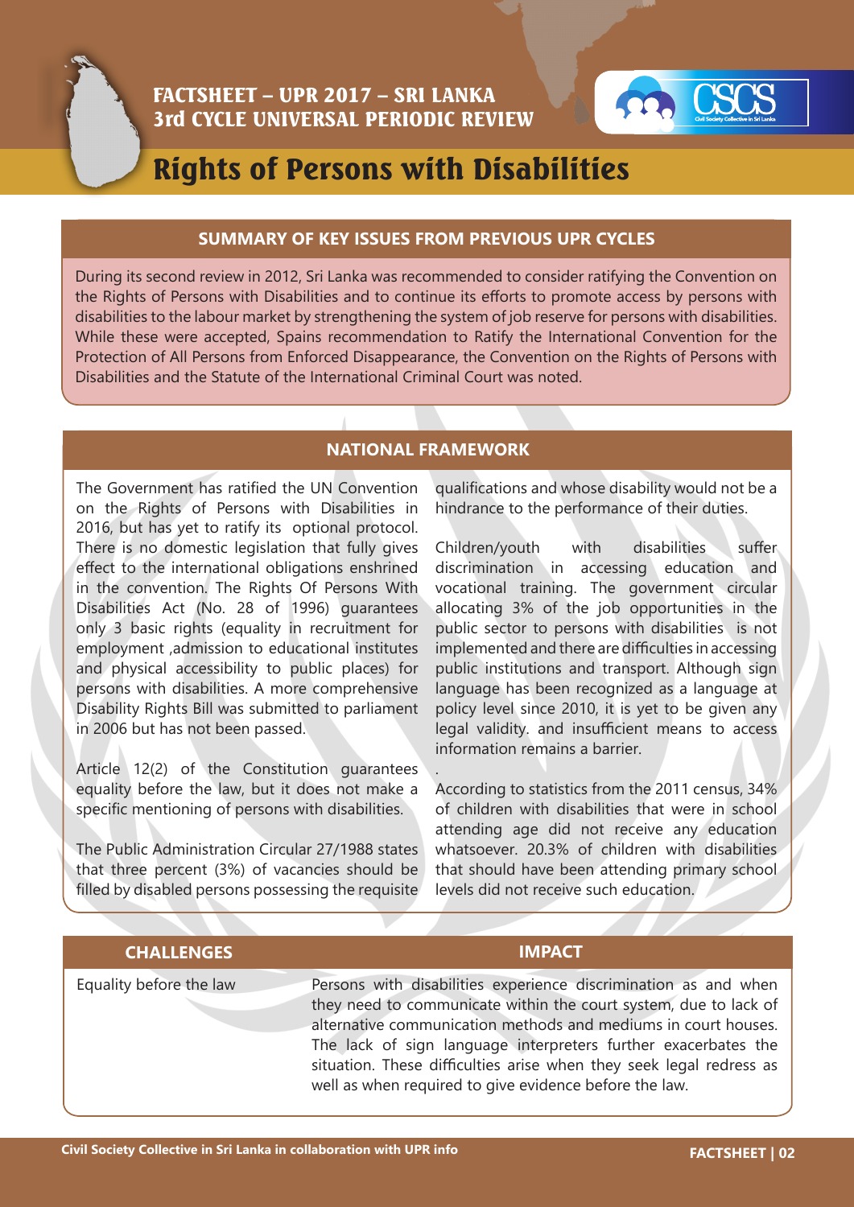# FACTSHEET – UPR 2017 – SRI LANKA
## 3rd CYCLE UNIVERSAL PERIODIC REVIEW

# Rights of Persons with Disabilities

### SUMMARY OF KEY ISSUES FROM PREVIOUS UPR CYCLES

During its second review in 2012, Sri Lanka was recommended to consider ratifying the Convention on the Rights of Persons with Disabilities and to continue its efforts to promote access by persons with disabilities to the labour market by strengthening the system of job reserve for persons with disabilities. While these were accepted, Spains recommendation to Ratify the International Convention for the Protection of All Persons from Enforced Disappearance, the Convention on the Rights of Persons with Disabilities and the Statute of the International Criminal Court was noted.

### NATIONAL FRAMEWORK

The Government has ratified the UN Convention on the Rights of Persons with Disabilities in 2016, but has yet to ratify its optional protocol. There is no domestic legislation that fully gives effect to the international obligations enshrined in the convention. The Rights Of Persons With Disabilities Act (No. 28 of 1996) guarantees only 3 basic rights (equality in recruitment for employment ,admission to educational institutes and physical accessibility to public places) for persons with disabilities. A more comprehensive Disability Rights Bill was submitted to parliament in 2006 but has not been passed.

Article 12(2) of the Constitution guarantees equality before the law, but it does not make a specific mentioning of persons with disabilities.

The Public Administration Circular 27/1988 states that three percent (3%) of vacancies should be filled by disabled persons possessing the requisite qualifications and whose disability would not be a hindrance to the performance of their duties.

Children/youth with disabilities suffer discrimination in accessing education and vocational training. The government circular allocating 3% of the job opportunities in the public sector to persons with disabilities is not implemented and there are difficulties in accessing public institutions and transport. Although sign language has been recognized as a language at policy level since 2010, it is yet to be given any legal validity. and insufficient means to access information remains a barrier.

According to statistics from the 2011 census, 34% of children with disabilities that were in school attending age did not receive any education whatsoever. 20.3% of children with disabilities that should have been attending primary school levels did not receive such education.

| CHALLENGES | IMPACT |
| --- | --- |
| Equality before the law | Persons with disabilities experience discrimination as and when they need to communicate within the court system, due to lack of alternative communication methods and mediums in court houses. The lack of sign language interpreters further exacerbates the situation. These difficulties arise when they seek legal redress as well as when required to give evidence before the law. |

Civil Society Collective in Sri Lanka in collaboration with UPR info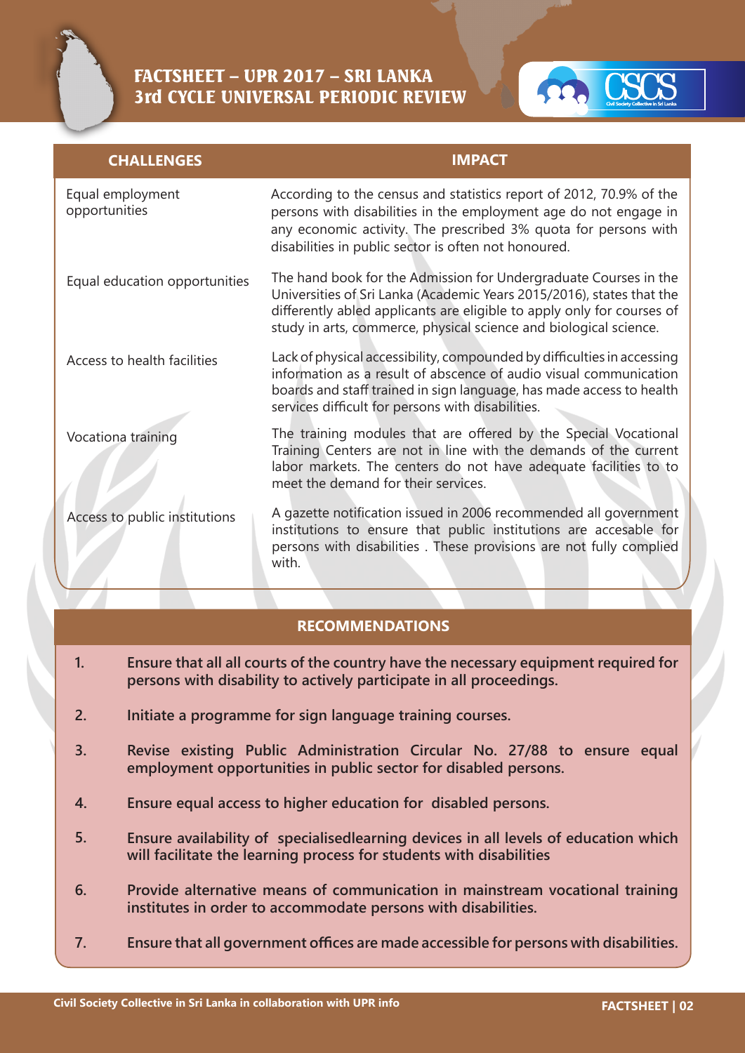| CHALLENGES | IMPACT |
|---|---|
| Equal employment opportunities | According to the census and statistics report of 2012, 70.9% of the persons with disabilities in the employment age do not engage in any economic activity. The prescribed 3% quota for persons with disabilities in public sector is often not honoured. |
| Equal education opportunities | The hand book for the Admission for Undergraduate Courses in the Universities of Sri Lanka (Academic Years 2015/2016), states that the differently abled applicants are eligible to apply only for courses of study in arts, commerce, physical science and biological science. |
| Access to health facilities | Lack of physical accessibility, compounded by difficulties in accessing information as a result of abscence of audio visual communication boards and staff trained in sign language, has made access to health services difficult for persons with disabilities. |
| Vocationa training | The training modules that are offered by the Special Vocational Training Centers are not in line with the demands of the current labor markets. The centers do not have adequate facilities to to meet the demand for their services. |
| Access to public institutions | A gazette notification issued in 2006 recommended all government institutions to ensure that public institutions are accesable for persons with disabilities . These provisions are not fully complied with. |

## RECOMMENDATIONS

1. **Ensure that all all courts of the country have the necessary equipment required for persons with disability to actively participate in all proceedings.**
2. **Initiate a programme for sign language training courses.**
3. **Revise existing Public Administration Circular No. 27/88 to ensure equal employment opportunities in public sector for disabled persons.**
4. **Ensure equal access to higher education for disabled persons.**
5. **Ensure availability of specialisedlearning devices in all levels of education which will facilitate the learning process for students with disabilities**
6. **Provide alternative means of communication in mainstream vocational training institutes in order to accommodate persons with disabilities.**
7. **Ensure that all government offices are made accessible for persons with disabilities.**